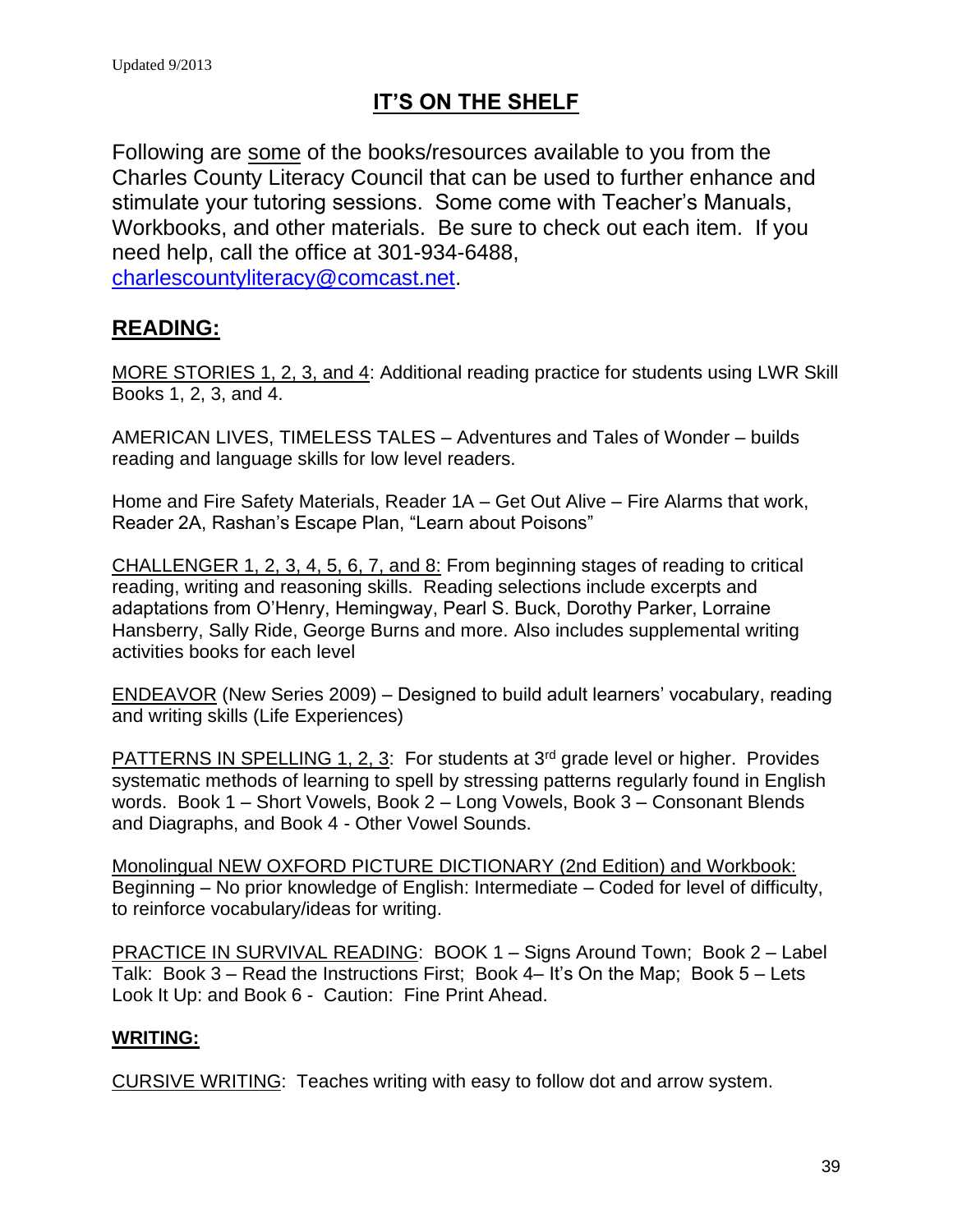Updated 9/2013

# IT'S ON THE SHELF

Following are some of the books/resources available to you from the Charles County Literacy Council that can be used to further enhance and stimulate your tutoring sessions. Some come with Teacher's Manuals, Workbooks, and other materials. Be sure to check out each item. If you need help, call the office at 301-934-6488, charlescountyliteracy@comcast.net.

## READING:

MORE STORIES 1, 2, 3, and 4: Additional reading practice for students using LWR Skill Books 1, 2, 3, and 4.

AMERICAN LIVES, TIMELESS TALES – Adventures and Tales of Wonder – builds reading and language skills for low level readers.

Home and Fire Safety Materials, Reader 1A – Get Out Alive – Fire Alarms that work, Reader 2A, Rashan's Escape Plan, "Learn about Poisons"

CHALLENGER 1, 2, 3, 4, 5, 6, 7, and 8: From beginning stages of reading to critical reading, writing and reasoning skills. Reading selections include excerpts and adaptations from O'Henry, Hemingway, Pearl S. Buck, Dorothy Parker, Lorraine Hansberry, Sally Ride, George Burns and more. Also includes supplemental writing activities books for each level

ENDEAVOR (New Series 2009) – Designed to build adult learners' vocabulary, reading and writing skills (Life Experiences)

PATTERNS IN SPELLING 1, 2, 3: For students at 3rd grade level or higher. Provides systematic methods of learning to spell by stressing patterns regularly found in English words. Book 1 – Short Vowels, Book 2 – Long Vowels, Book 3 – Consonant Blends and Diagraphs, and Book 4 - Other Vowel Sounds.

Monolingual NEW OXFORD PICTURE DICTIONARY (2nd Edition) and Workbook: Beginning – No prior knowledge of English: Intermediate – Coded for level of difficulty, to reinforce vocabulary/ideas for writing.

PRACTICE IN SURVIVAL READING: BOOK 1 – Signs Around Town; Book 2 – Label Talk: Book 3 – Read the Instructions First; Book 4– It's On the Map; Book 5 – Lets Look It Up: and Book 6 - Caution: Fine Print Ahead.

### WRITING:

CURSIVE WRITING: Teaches writing with easy to follow dot and arrow system.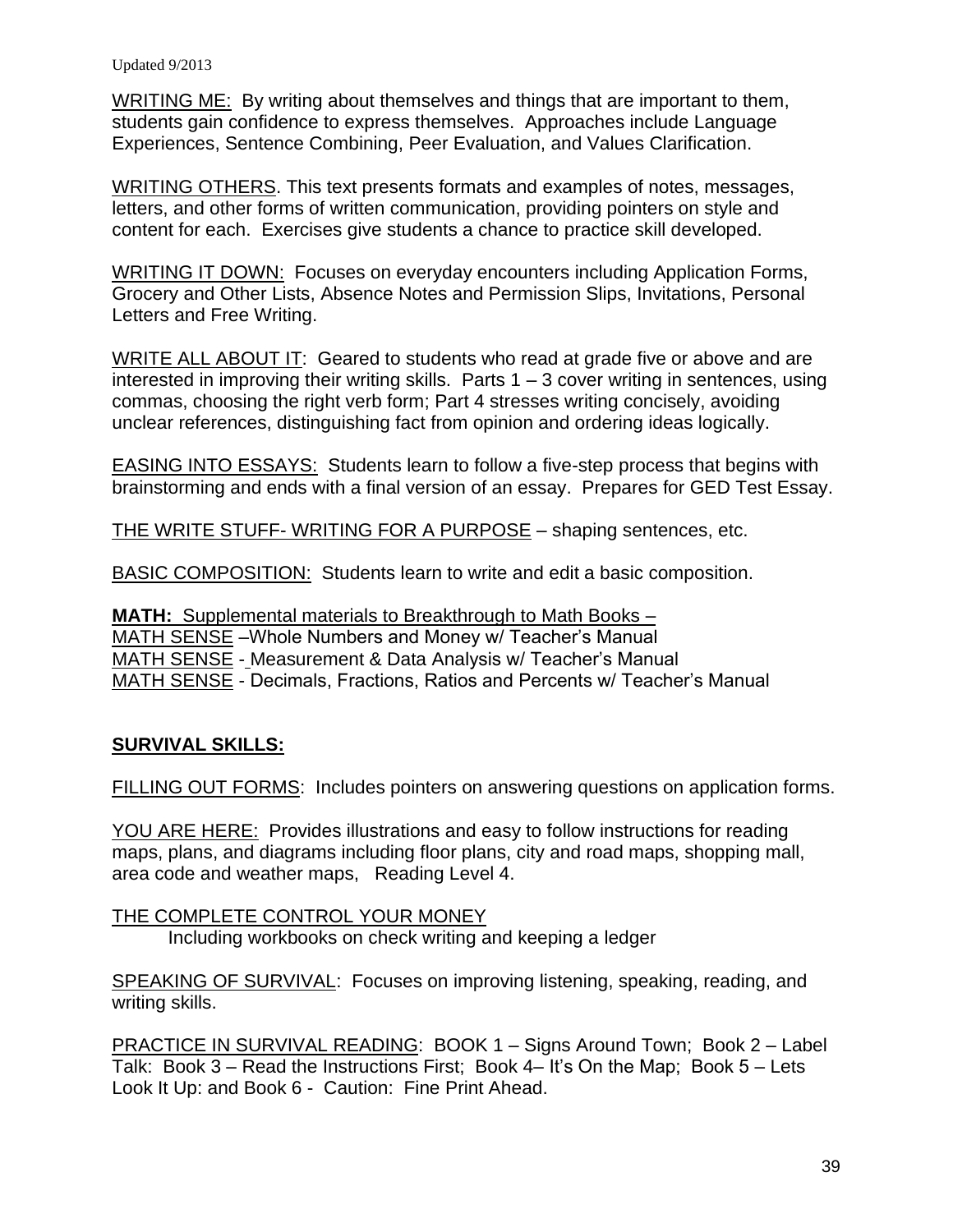WRITING ME: By writing about themselves and things that are important to them, students gain confidence to express themselves. Approaches include Language Experiences, Sentence Combining, Peer Evaluation, and Values Clarification.

WRITING OTHERS. This text presents formats and examples of notes, messages, letters, and other forms of written communication, providing pointers on style and content for each. Exercises give students a chance to practice skill developed.

WRITING IT DOWN: Focuses on everyday encounters including Application Forms, Grocery and Other Lists, Absence Notes and Permission Slips, Invitations, Personal Letters and Free Writing.

WRITE ALL ABOUT IT: Geared to students who read at grade five or above and are interested in improving their writing skills. Parts 1 – 3 cover writing in sentences, using commas, choosing the right verb form; Part 4 stresses writing concisely, avoiding unclear references, distinguishing fact from opinion and ordering ideas logically.

EASING INTO ESSAYS: Students learn to follow a five-step process that begins with brainstorming and ends with a final version of an essay. Prepares for GED Test Essay.

THE WRITE STUFF- WRITING FOR A PURPOSE – shaping sentences, etc.

BASIC COMPOSITION: Students learn to write and edit a basic composition.

**MATH:** Supplemental materials to Breakthrough to Math Books –
MATH SENSE –Whole Numbers and Money w/ Teacher's Manual
MATH SENSE - Measurement & Data Analysis w/ Teacher's Manual
MATH SENSE - Decimals, Fractions, Ratios and Percents w/ Teacher's Manual

## SURVIVAL SKILLS:

FILLING OUT FORMS: Includes pointers on answering questions on application forms.

YOU ARE HERE: Provides illustrations and easy to follow instructions for reading maps, plans, and diagrams including floor plans, city and road maps, shopping mall, area code and weather maps, Reading Level 4.

THE COMPLETE CONTROL YOUR MONEY
Including workbooks on check writing and keeping a ledger

SPEAKING OF SURVIVAL: Focuses on improving listening, speaking, reading, and writing skills.

PRACTICE IN SURVIVAL READING: BOOK 1 – Signs Around Town; Book 2 – Label Talk: Book 3 – Read the Instructions First; Book 4– It's On the Map; Book 5 – Lets Look It Up: and Book 6 - Caution: Fine Print Ahead.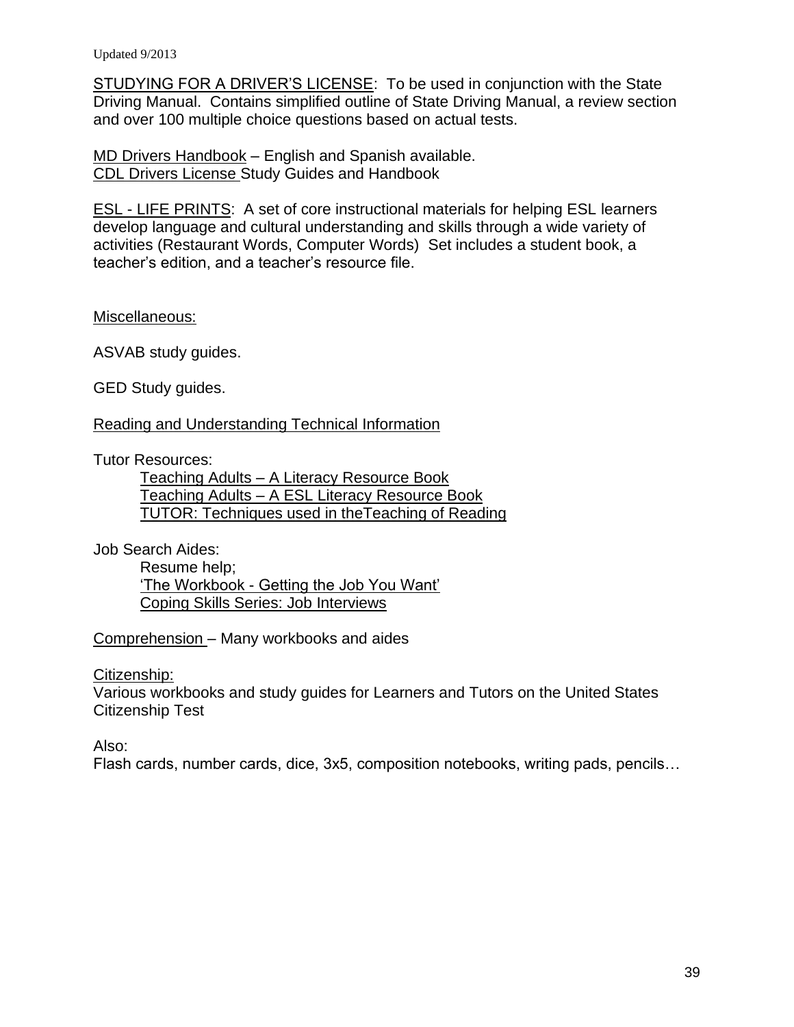Updated 9/2013

STUDYING FOR A DRIVER'S LICENSE: To be used in conjunction with the State Driving Manual. Contains simplified outline of State Driving Manual, a review section and over 100 multiple choice questions based on actual tests.

MD Drivers Handbook – English and Spanish available.
CDL Drivers License Study Guides and Handbook

ESL - LIFE PRINTS: A set of core instructional materials for helping ESL learners develop language and cultural understanding and skills through a wide variety of activities (Restaurant Words, Computer Words) Set includes a student book, a teacher's edition, and a teacher's resource file.

Miscellaneous:

ASVAB study guides.

GED Study guides.

Reading and Understanding Technical Information

Tutor Resources:

- Teaching Adults – A Literacy Resource Book
- Teaching Adults – A ESL Literacy Resource Book
- TUTOR: Techniques used in theTeaching of Reading

Job Search Aides:

- Resume help;
- 'The Workbook - Getting the Job You Want'
- Coping Skills Series: Job Interviews

Comprehension – Many workbooks and aides

Citizenship:

Various workbooks and study guides for Learners and Tutors on the United States Citizenship Test

Also:

Flash cards, number cards, dice, 3x5, composition notebooks, writing pads, pencils…